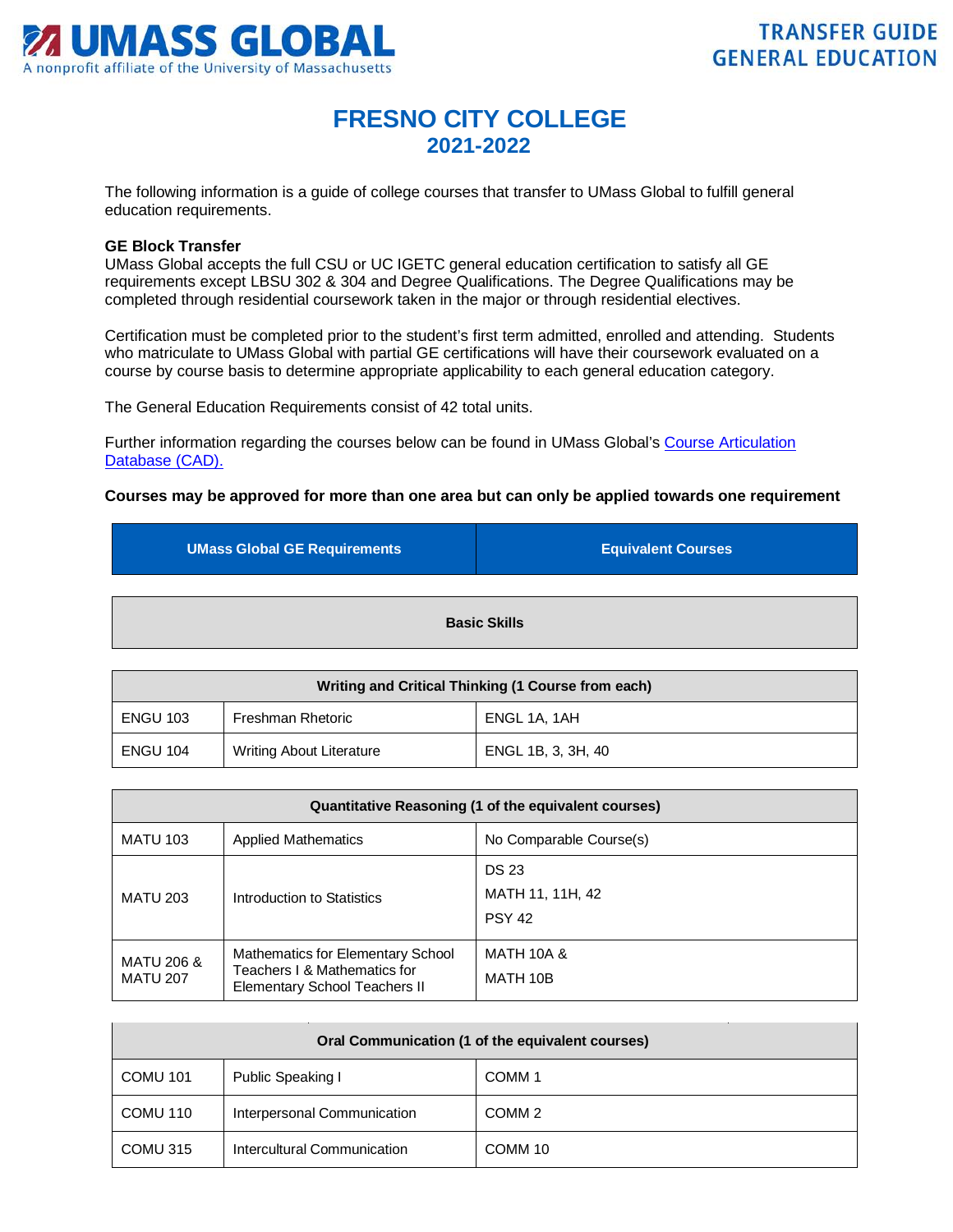UMASS GLOBAL
A nonprofit affiliate of the University of Massachusetts

TRANSFER GUIDE
GENERAL EDUCATION

# FRESNO CITY COLLEGE
## 2021-2022

The following information is a guide of college courses that transfer to UMass Global to fulfill general education requirements.

**GE Block Transfer**
UMass Global accepts the full CSU or UC IGETC general education certification to satisfy all GE requirements except LBSU 302 & 304 and Degree Qualifications. The Degree Qualifications may be completed through residential coursework taken in the major or through residential electives.

Certification must be completed prior to the student's first term admitted, enrolled and attending. Students who matriculate to UMass Global with partial GE certifications will have their coursework evaluated on a course by course basis to determine appropriate applicability to each general education category.

The General Education Requirements consist of 42 total units.

Further information regarding the courses below can be found in UMass Global's [Course Articulation Database (CAD).]()

**Courses may be approved for more than one area but can only be applied towards one requirement**

| UMass Global GE Requirements | | Equivalent Courses |
|---|---|---|
| **Basic Skills** | | |
| **Writing and Critical Thinking (1 Course from each)** | | |
| ENGU 103 | Freshman Rhetoric | ENGL 1A, 1AH |
| ENGU 104 | Writing About Literature | ENGL 1B, 3, 3H, 40 |
| **Quantitative Reasoning (1 of the equivalent courses)** | | |
| MATU 103 | Applied Mathematics | No Comparable Course(s) |
| MATU 203 | Introduction to Statistics | DS 23<br>MATH 11, 11H, 42<br>PSY 42 |
| MATU 206 & MATU 207 | Mathematics for Elementary School Teachers I & Mathematics for Elementary School Teachers II | MATH 10A &<br>MATH 10B |
| **Oral Communication (1 of the equivalent courses)** | | |
| COMU 101 | Public Speaking I | COMM 1 |
| COMU 110 | Interpersonal Communication | COMM 2 |
| COMU 315 | Intercultural Communication | COMM 10 |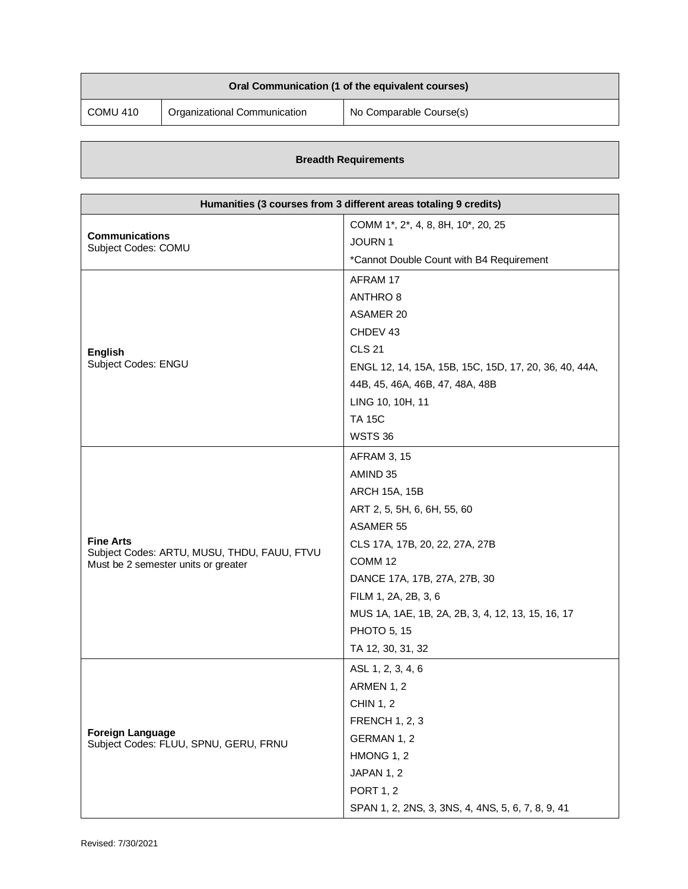| Oral Communication (1 of the equivalent courses) | | |
|---|---|---|
| COMU 410 | Organizational Communication | No Comparable Course(s) |

## Breadth Requirements

| Humanities (3 courses from 3 different areas totaling 9 credits) | |
|---|---|
| **Communications**<br>Subject Codes: COMU | COMM 1*, 2*, 4, 8, 8H, 10*, 20, 25<br>JOURN 1<br>*Cannot Double Count with B4 Requirement |
| **English**<br>Subject Codes: ENGU | AFRAM 17<br>ANTHRO 8<br>ASAMER 20<br>CHDEV 43<br>CLS 21<br>ENGL 12, 14, 15A, 15B, 15C, 15D, 17, 20, 36, 40, 44A, 44B, 45, 46A, 46B, 47, 48A, 48B<br>LING 10, 10H, 11<br>TA 15C<br>WSTS 36 |
| **Fine Arts**<br>Subject Codes: ARTU, MUSU, THDU, FAUU, FTVU<br>Must be 2 semester units or greater | AFRAM 3, 15<br>AMIND 35<br>ARCH 15A, 15B<br>ART 2, 5, 5H, 6, 6H, 55, 60<br>ASAMER 55<br>CLS 17A, 17B, 20, 22, 27A, 27B<br>COMM 12<br>DANCE 17A, 17B, 27A, 27B, 30<br>FILM 1, 2A, 2B, 3, 6<br>MUS 1A, 1AE, 1B, 2A, 2B, 3, 4, 12, 13, 15, 16, 17<br>PHOTO 5, 15<br>TA 12, 30, 31, 32 |
| **Foreign Language**<br>Subject Codes: FLUU, SPNU, GERU, FRNU | ASL 1, 2, 3, 4, 6<br>ARMEN 1, 2<br>CHIN 1, 2<br>FRENCH 1, 2, 3<br>GERMAN 1, 2<br>HMONG 1, 2<br>JAPAN 1, 2<br>PORT 1, 2<br>SPAN 1, 2, 2NS, 3, 3NS, 4, 4NS, 5, 6, 7, 8, 9, 41 |

Revised: 7/30/2021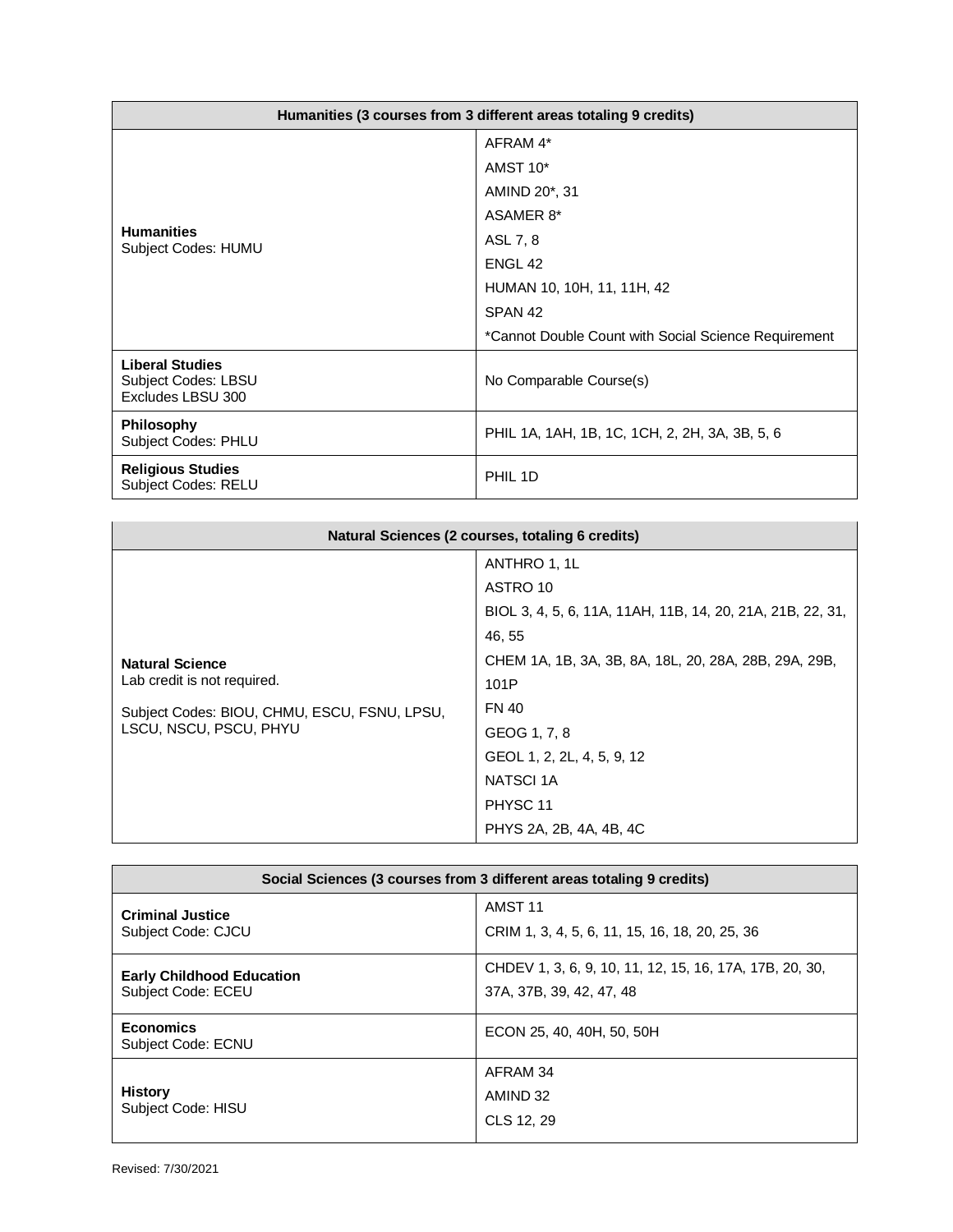| Humanities (3 courses from 3 different areas totaling 9 credits) | |
|---|---|
| **Humanities**<br>Subject Codes: HUMU | AFRAM 4*<br>AMST 10*<br>AMIND 20*, 31<br>ASAMER 8*<br>ASL 7, 8<br>ENGL 42<br>HUMAN 10, 10H, 11, 11H, 42<br>SPAN 42<br>*Cannot Double Count with Social Science Requirement |
| **Liberal Studies**<br>Subject Codes: LBSU<br>Excludes LBSU 300 | No Comparable Course(s) |
| **Philosophy**<br>Subject Codes: PHLU | PHIL 1A, 1AH, 1B, 1C, 1CH, 2, 2H, 3A, 3B, 5, 6 |
| **Religious Studies**<br>Subject Codes: RELU | PHIL 1D |

| Natural Sciences (2 courses, totaling 6 credits) | |
|---|---|
| **Natural Science**<br>Lab credit is not required.<br>Subject Codes: BIOU, CHMU, ESCU, FSNU, LPSU, LSCU, NSCU, PSCU, PHYU | ANTHRO 1, 1L<br>ASTRO 10<br>BIOL 3, 4, 5, 6, 11A, 11AH, 11B, 14, 20, 21A, 21B, 22, 31, 46, 55<br>CHEM 1A, 1B, 3A, 3B, 8A, 18L, 20, 28A, 28B, 29A, 29B, 101P<br>FN 40<br>GEOG 1, 7, 8<br>GEOL 1, 2, 2L, 4, 5, 9, 12<br>NATSCI 1A<br>PHYSC 11<br>PHYS 2A, 2B, 4A, 4B, 4C |

| Social Sciences (3 courses from 3 different areas totaling 9 credits) | |
|---|---|
| **Criminal Justice**<br>Subject Code: CJCU | AMST 11<br>CRIM 1, 3, 4, 5, 6, 11, 15, 16, 18, 20, 25, 36 |
| **Early Childhood Education**<br>Subject Code: ECEU | CHDEV 1, 3, 6, 9, 10, 11, 12, 15, 16, 17A, 17B, 20, 30, 37A, 37B, 39, 42, 47, 48 |
| **Economics**<br>Subject Code: ECNU | ECON 25, 40, 40H, 50, 50H |
| **History**<br>Subject Code: HISU | AFRAM 34<br>AMIND 32<br>CLS 12, 29 |

Revised: 7/30/2021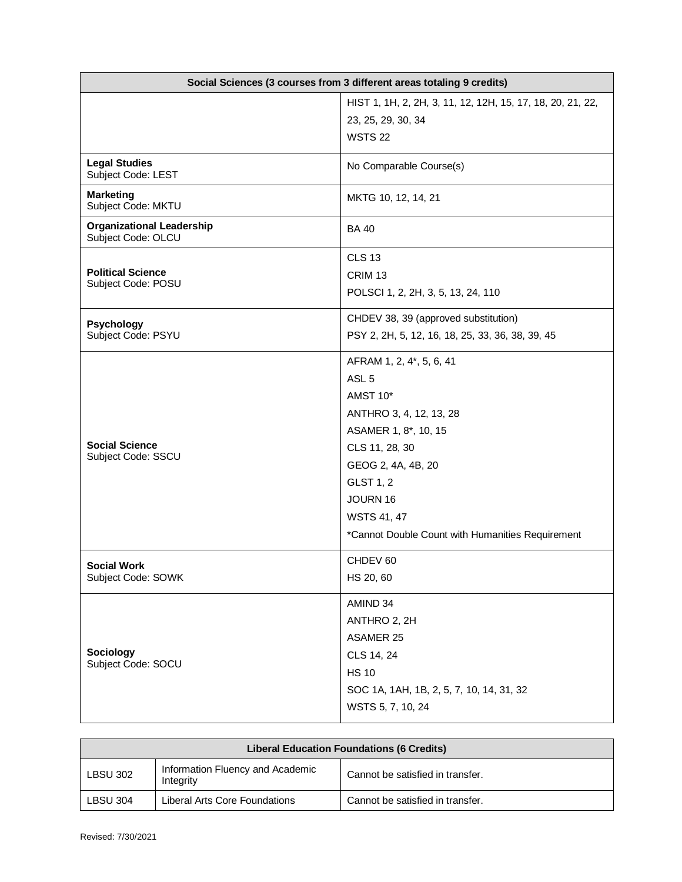| Social Sciences (3 courses from 3 different areas totaling 9 credits) | |
|---|---|
| | HIST 1, 1H, 2, 2H, 3, 11, 12, 12H, 15, 17, 18, 20, 21, 22, 23, 25, 29, 30, 34<br>WSTS 22 |
| **Legal Studies**<br>Subject Code: LEST | No Comparable Course(s) |
| **Marketing**<br>Subject Code: MKTU | MKTG 10, 12, 14, 21 |
| **Organizational Leadership**<br>Subject Code: OLCU | BA 40 |
| **Political Science**<br>Subject Code: POSU | CLS 13<br>CRIM 13<br>POLSCI 1, 2, 2H, 3, 5, 13, 24, 110 |
| **Psychology**<br>Subject Code: PSYU | CHDEV 38, 39 (approved substitution)<br>PSY 2, 2H, 5, 12, 16, 18, 25, 33, 36, 38, 39, 45 |
| **Social Science**<br>Subject Code: SSCU | AFRAM 1, 2, 4*, 5, 6, 41<br>ASL 5<br>AMST 10*<br>ANTHRO 3, 4, 12, 13, 28<br>ASAMER 1, 8*, 10, 15<br>CLS 11, 28, 30<br>GEOG 2, 4A, 4B, 20<br>GLST 1, 2<br>JOURN 16<br>WSTS 41, 47<br>*Cannot Double Count with Humanities Requirement |
| **Social Work**<br>Subject Code: SOWK | CHDEV 60<br>HS 20, 60 |
| **Sociology**<br>Subject Code: SOCU | AMIND 34<br>ANTHRO 2, 2H<br>ASAMER 25<br>CLS 14, 24<br>HS 10<br>SOC 1A, 1AH, 1B, 2, 5, 7, 10, 14, 31, 32<br>WSTS 5, 7, 10, 24 |

| Liberal Education Foundations (6 Credits) | | |
|---|---|---|
| LBSU 302 | Information Fluency and Academic Integrity | Cannot be satisfied in transfer. |
| LBSU 304 | Liberal Arts Core Foundations | Cannot be satisfied in transfer. |

Revised: 7/30/2021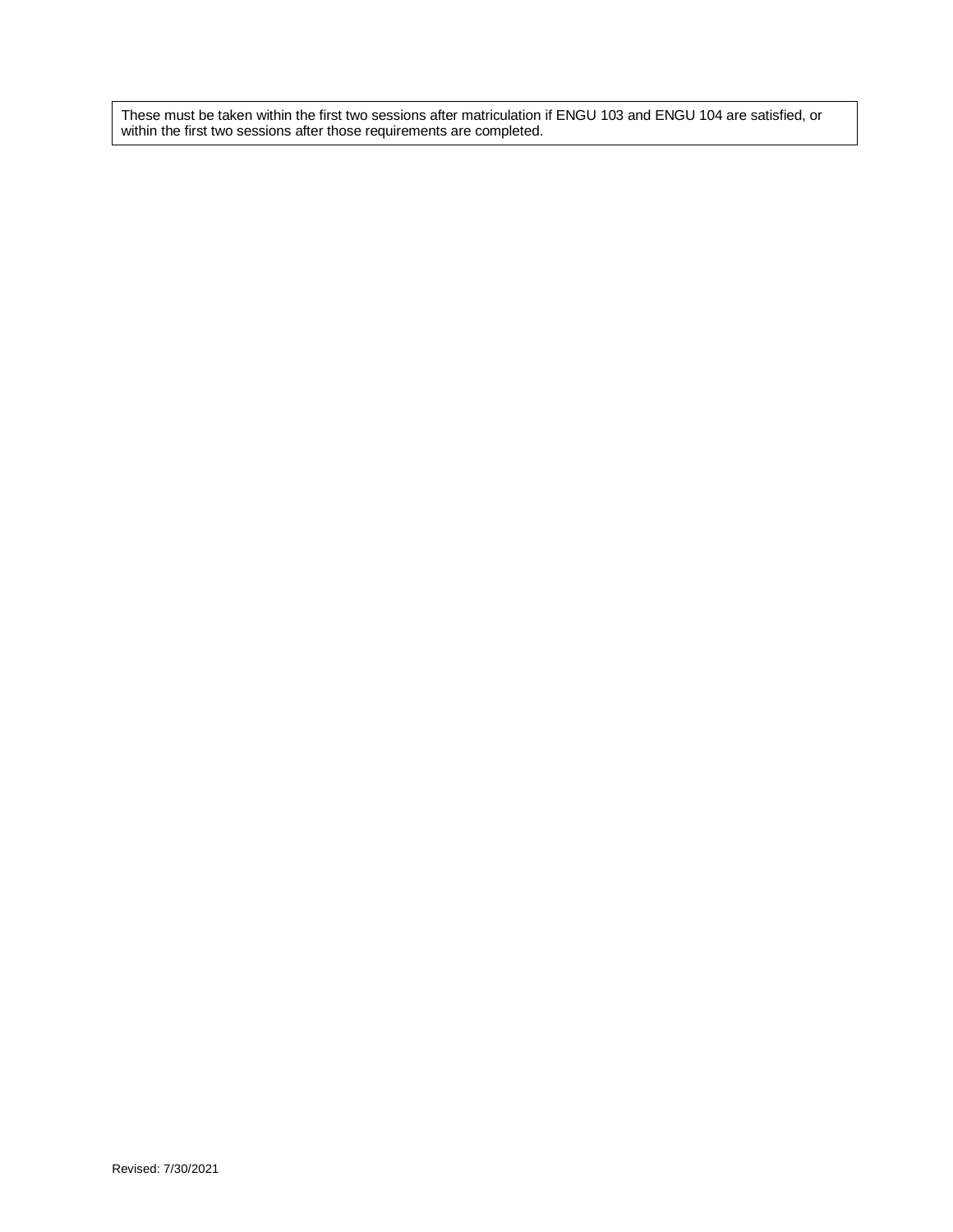These must be taken within the first two sessions after matriculation if ENGU 103 and ENGU 104 are satisfied, or within the first two sessions after those requirements are completed.

Revised: 7/30/2021